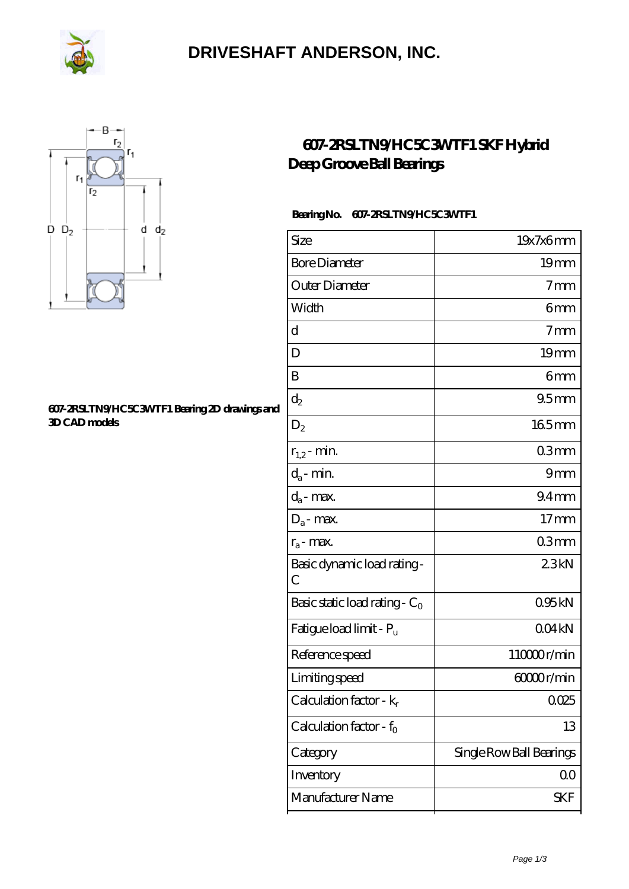# DRIVESHAFT ANDERSON, INC.

## 607-2RSLTN9/HC5C3WTF1 SKF Hybrid Deep Groove Ball Bearings

**607-2RSLTN9/HC5C3WTF1 Bearing 2D drawings and 3D CAD models**

**Bearing No.** 607-2RSLTN9/HC5C3WTF1

| Size | 19x7x6 mm |
|---|---|
| Bore Diameter | 19 mm |
| Outer Diameter | 7 mm |
| Width | 6 mm |
| d | 7 mm |
| D | 19 mm |
| B | 6 mm |
| $d_2$ | 9.5 mm |
| $D_2$ | 16.5 mm |
| $r_{1,2}$ - min. | 0.3 mm |
| $d_a$ - min. | 9 mm |
| $d_a$ - max. | 9.4 mm |
| $D_a$ - max. | 17 mm |
| $r_a$ - max. | 0.3 mm |
| Basic dynamic load rating - C | 2.3 kN |
| Basic static load rating - $C_0$ | 0.95 kN |
| Fatigue load limit - $P_u$ | 0.04 kN |
| Reference speed | 110000 r/min |
| Limiting speed | 60000 r/min |
| Calculation factor - $k_r$ | 0.025 |
| Calculation factor - $f_0$ | 13 |
| Category | Single Row Ball Bearings |
| Inventory | 0.0 |
| Manufacturer Name | SKF |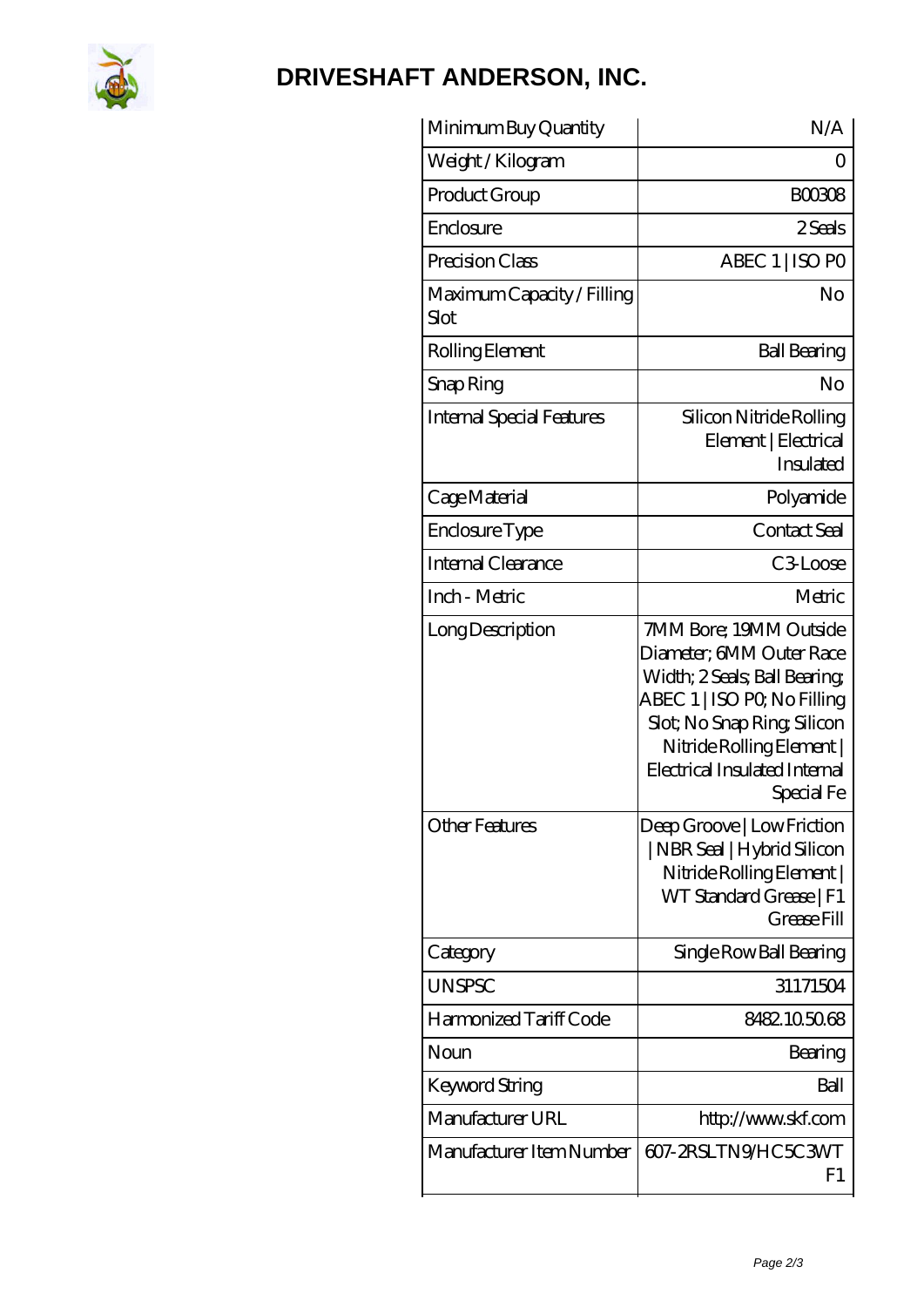# DRIVESHAFT ANDERSON, INC.

| | |
|---|---|
| Minimum Buy Quantity | N/A |
| Weight / Kilogram | 0 |
| Product Group | B00308 |
| Enclosure | 2 Seals |
| Precision Class | ABEC 1 \| ISO P0 |
| Maximum Capacity / Filling Slot | No |
| Rolling Element | Ball Bearing |
| Snap Ring | No |
| Internal Special Features | Silicon Nitride Rolling Element \| Electrical Insulated |
| Cage Material | Polyamide |
| Enclosure Type | Contact Seal |
| Internal Clearance | C3-Loose |
| Inch - Metric | Metric |
| Long Description | 7MM Bore; 19MM Outside Diameter; 6MM Outer Race Width; 2 Seals; Ball Bearing; ABEC 1 \| ISO P0; No Filling Slot; No Snap Ring; Silicon Nitride Rolling Element \| Electrical Insulated Internal Special Fe |
| Other Features | Deep Groove \| Low Friction \| NBR Seal \| Hybrid Silicon Nitride Rolling Element \| WT Standard Grease \| F1 Grease Fill |
| Category | Single Row Ball Bearing |
| UNSPSC | 31171504 |
| Harmonized Tariff Code | 8482.10.50.68 |
| Noun | Bearing |
| Keyword String | Ball |
| Manufacturer URL | http://www.skf.com |
| Manufacturer Item Number | 607-2RSLTN9/HC5C3WT F1 |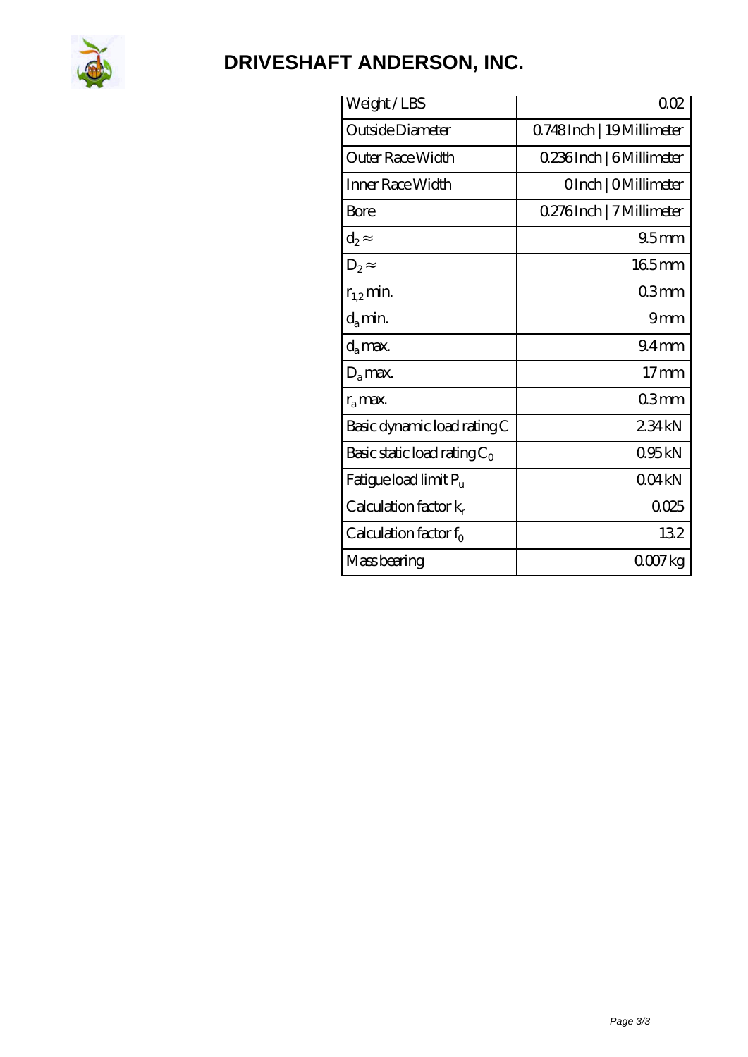# DRIVESHAFT ANDERSON, INC.

| | |
|---|---|
| Weight / LBS | 0.02 |
| Outside Diameter | 0.748 Inch \| 19 Millimeter |
| Outer Race Width | 0.236 Inch \| 6 Millimeter |
| Inner Race Width | 0 Inch \| 0 Millimeter |
| Bore | 0.276 Inch \| 7 Millimeter |
| $d_2$ ≈ | 9.5 mm |
| $D_2$ ≈ | 16.5 mm |
| $r_{1,2}$ min. | 0.3 mm |
| $d_a$ min. | 9 mm |
| $d_a$ max. | 9.4 mm |
| $D_a$ max. | 17 mm |
| $r_a$ max. | 0.3 mm |
| Basic dynamic load rating C | 2.34 kN |
| Basic static load rating $C_0$ | 0.95 kN |
| Fatigue load limit $P_u$ | 0.04 kN |
| Calculation factor $k_r$ | 0.025 |
| Calculation factor $f_0$ | 13.2 |
| Mass bearing | 0.007 kg |